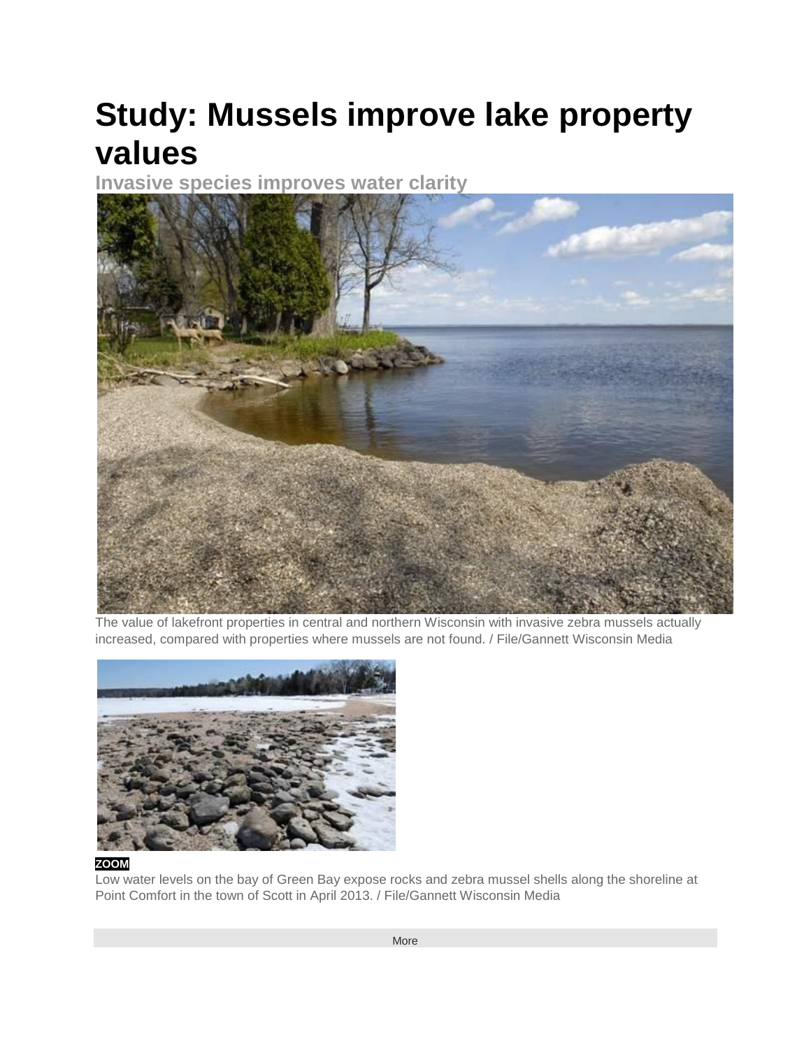# Study: Mussels improve lake property values

## Invasive species improves water clarity

The value of lakefront properties in central and northern Wisconsin with invasive zebra mussels actually increased, compared with properties where mussels are not found. / File/Gannett Wisconsin Media

ZOOM

Low water levels on the bay of Green Bay expose rocks and zebra mussel shells along the shoreline at Point Comfort in the town of Scott in April 2013. / File/Gannett Wisconsin Media

More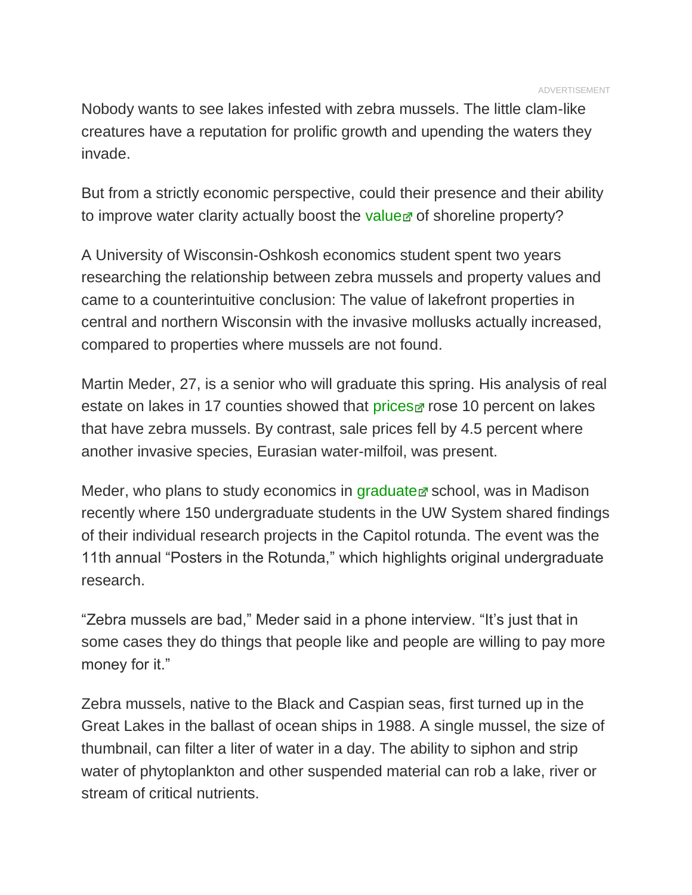Nobody wants to see lakes infested with zebra mussels. The little clam-like creatures have a reputation for prolific growth and upending the waters they invade.

But from a strictly economic perspective, could their presence and their ability to improve water clarity actually boost the value of shoreline property?

A University of Wisconsin-Oshkosh economics student spent two years researching the relationship between zebra mussels and property values and came to a counterintuitive conclusion: The value of lakefront properties in central and northern Wisconsin with the invasive mollusks actually increased, compared to properties where mussels are not found.

Martin Meder, 27, is a senior who will graduate this spring. His analysis of real estate on lakes in 17 counties showed that prices rose 10 percent on lakes that have zebra mussels. By contrast, sale prices fell by 4.5 percent where another invasive species, Eurasian water-milfoil, was present.

Meder, who plans to study economics in graduate school, was in Madison recently where 150 undergraduate students in the UW System shared findings of their individual research projects in the Capitol rotunda. The event was the 11th annual "Posters in the Rotunda," which highlights original undergraduate research.

"Zebra mussels are bad," Meder said in a phone interview. "It's just that in some cases they do things that people like and people are willing to pay more money for it."

Zebra mussels, native to the Black and Caspian seas, first turned up in the Great Lakes in the ballast of ocean ships in 1988. A single mussel, the size of thumbnail, can filter a liter of water in a day. The ability to siphon and strip water of phytoplankton and other suspended material can rob a lake, river or stream of critical nutrients.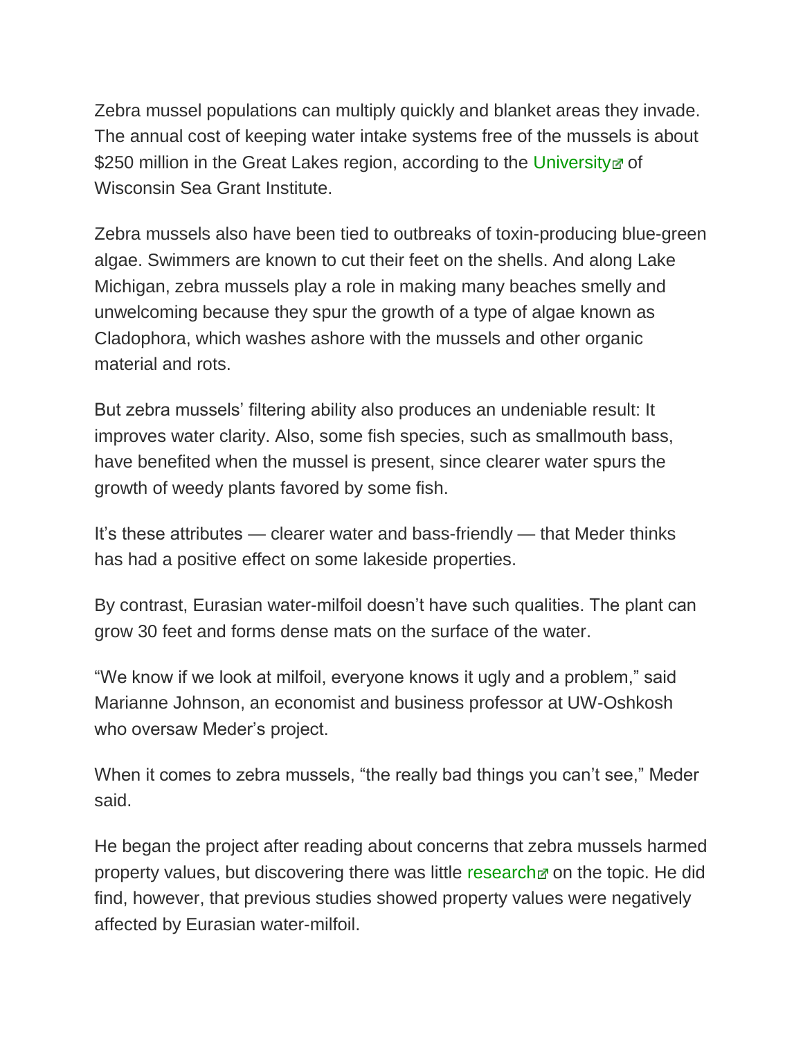Zebra mussel populations can multiply quickly and blanket areas they invade. The annual cost of keeping water intake systems free of the mussels is about $250 million in the Great Lakes region, according to the University of Wisconsin Sea Grant Institute.

Zebra mussels also have been tied to outbreaks of toxin-producing blue-green algae. Swimmers are known to cut their feet on the shells. And along Lake Michigan, zebra mussels play a role in making many beaches smelly and unwelcoming because they spur the growth of a type of algae known as Cladophora, which washes ashore with the mussels and other organic material and rots.

But zebra mussels' filtering ability also produces an undeniable result: It improves water clarity. Also, some fish species, such as smallmouth bass, have benefited when the mussel is present, since clearer water spurs the growth of weedy plants favored by some fish.

It's these attributes — clearer water and bass-friendly — that Meder thinks has had a positive effect on some lakeside properties.

By contrast, Eurasian water-milfoil doesn't have such qualities. The plant can grow 30 feet and forms dense mats on the surface of the water.

"We know if we look at milfoil, everyone knows it ugly and a problem," said Marianne Johnson, an economist and business professor at UW-Oshkosh who oversaw Meder's project.

When it comes to zebra mussels, "the really bad things you can't see," Meder said.

He began the project after reading about concerns that zebra mussels harmed property values, but discovering there was little research on the topic. He did find, however, that previous studies showed property values were negatively affected by Eurasian water-milfoil.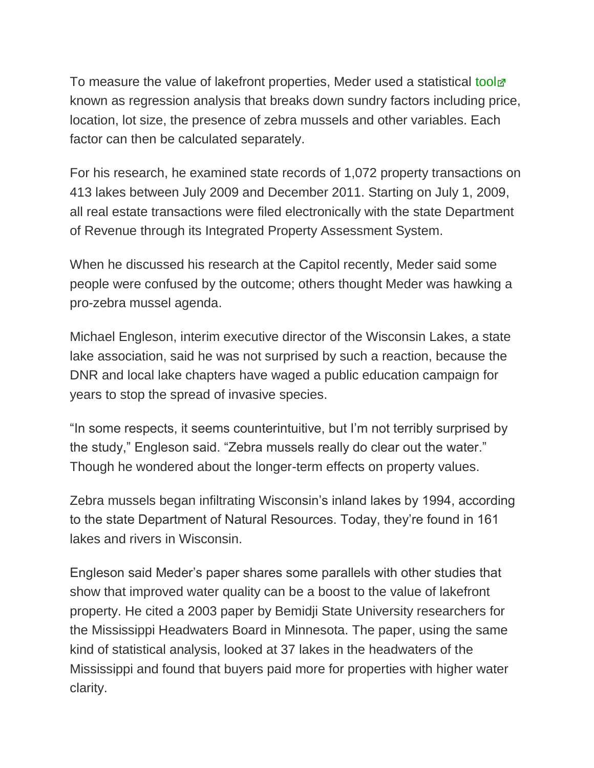To measure the value of lakefront properties, Meder used a statistical tool known as regression analysis that breaks down sundry factors including price, location, lot size, the presence of zebra mussels and other variables. Each factor can then be calculated separately.

For his research, he examined state records of 1,072 property transactions on 413 lakes between July 2009 and December 2011. Starting on July 1, 2009, all real estate transactions were filed electronically with the state Department of Revenue through its Integrated Property Assessment System.

When he discussed his research at the Capitol recently, Meder said some people were confused by the outcome; others thought Meder was hawking a pro-zebra mussel agenda.

Michael Engleson, interim executive director of the Wisconsin Lakes, a state lake association, said he was not surprised by such a reaction, because the DNR and local lake chapters have waged a public education campaign for years to stop the spread of invasive species.

"In some respects, it seems counterintuitive, but I'm not terribly surprised by the study," Engleson said. "Zebra mussels really do clear out the water." Though he wondered about the longer-term effects on property values.

Zebra mussels began infiltrating Wisconsin's inland lakes by 1994, according to the state Department of Natural Resources. Today, they're found in 161 lakes and rivers in Wisconsin.

Engleson said Meder's paper shares some parallels with other studies that show that improved water quality can be a boost to the value of lakefront property. He cited a 2003 paper by Bemidji State University researchers for the Mississippi Headwaters Board in Minnesota. The paper, using the same kind of statistical analysis, looked at 37 lakes in the headwaters of the Mississippi and found that buyers paid more for properties with higher water clarity.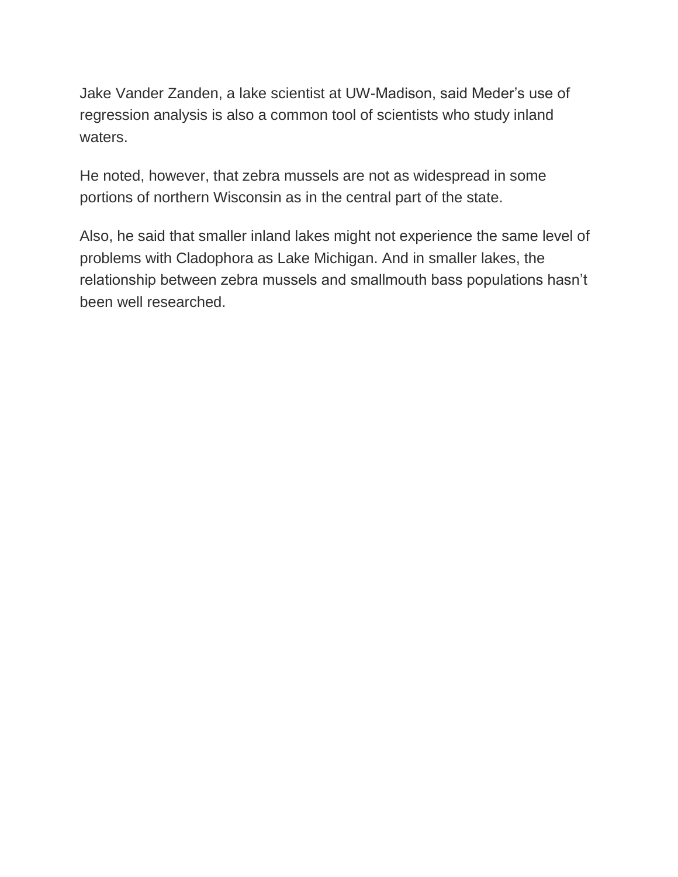Jake Vander Zanden, a lake scientist at UW-Madison, said Meder's use of regression analysis is also a common tool of scientists who study inland waters.

He noted, however, that zebra mussels are not as widespread in some portions of northern Wisconsin as in the central part of the state.

Also, he said that smaller inland lakes might not experience the same level of problems with Cladophora as Lake Michigan. And in smaller lakes, the relationship between zebra mussels and smallmouth bass populations hasn't been well researched.